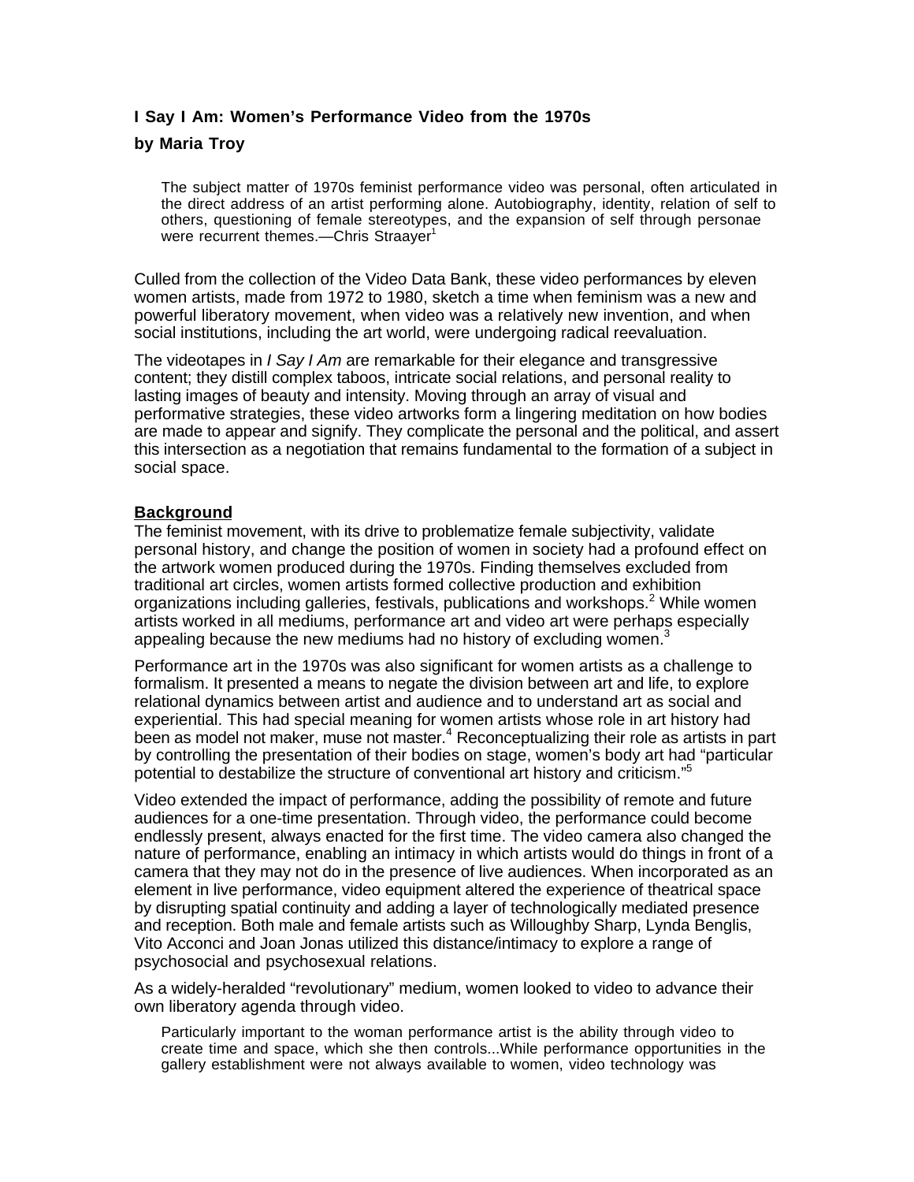**I Say I Am: Women's Performance Video from the 1970s**

**by Maria Troy**

> The subject matter of 1970s feminist performance video was personal, often articulated in the direct address of an artist performing alone. Autobiography, identity, relation of self to others, questioning of female stereotypes, and the expansion of self through personae were recurrent themes.—Chris Straayer[1]

Culled from the collection of the Video Data Bank, these video performances by eleven women artists, made from 1972 to 1980, sketch a time when feminism was a new and powerful liberatory movement, when video was a relatively new invention, and when social institutions, including the art world, were undergoing radical reevaluation.

The videotapes in *I Say I Am* are remarkable for their elegance and transgressive content; they distill complex taboos, intricate social relations, and personal reality to lasting images of beauty and intensity. Moving through an array of visual and performative strategies, these video artworks form a lingering meditation on how bodies are made to appear and signify. They complicate the personal and the political, and assert this intersection as a negotiation that remains fundamental to the formation of a subject in social space.

**Background**

The feminist movement, with its drive to problematize female subjectivity, validate personal history, and change the position of women in society had a profound effect on the artwork women produced during the 1970s. Finding themselves excluded from traditional art circles, women artists formed collective production and exhibition organizations including galleries, festivals, publications and workshops.[2] While women artists worked in all mediums, performance art and video art were perhaps especially appealing because the new mediums had no history of excluding women.[3]

Performance art in the 1970s was also significant for women artists as a challenge to formalism. It presented a means to negate the division between art and life, to explore relational dynamics between artist and audience and to understand art as social and experiential. This had special meaning for women artists whose role in art history had been as model not maker, muse not master.[4] Reconceptualizing their role as artists in part by controlling the presentation of their bodies on stage, women's body art had "particular potential to destabilize the structure of conventional art history and criticism."[5]

Video extended the impact of performance, adding the possibility of remote and future audiences for a one-time presentation. Through video, the performance could become endlessly present, always enacted for the first time. The video camera also changed the nature of performance, enabling an intimacy in which artists would do things in front of a camera that they may not do in the presence of live audiences. When incorporated as an element in live performance, video equipment altered the experience of theatrical space by disrupting spatial continuity and adding a layer of technologically mediated presence and reception. Both male and female artists such as Willoughby Sharp, Lynda Benglis, Vito Acconci and Joan Jonas utilized this distance/intimacy to explore a range of psychosocial and psychosexual relations.

As a widely-heralded "revolutionary" medium, women looked to video to advance their own liberatory agenda through video.

> Particularly important to the woman performance artist is the ability through video to create time and space, which she then controls...While performance opportunities in the gallery establishment were not always available to women, video technology was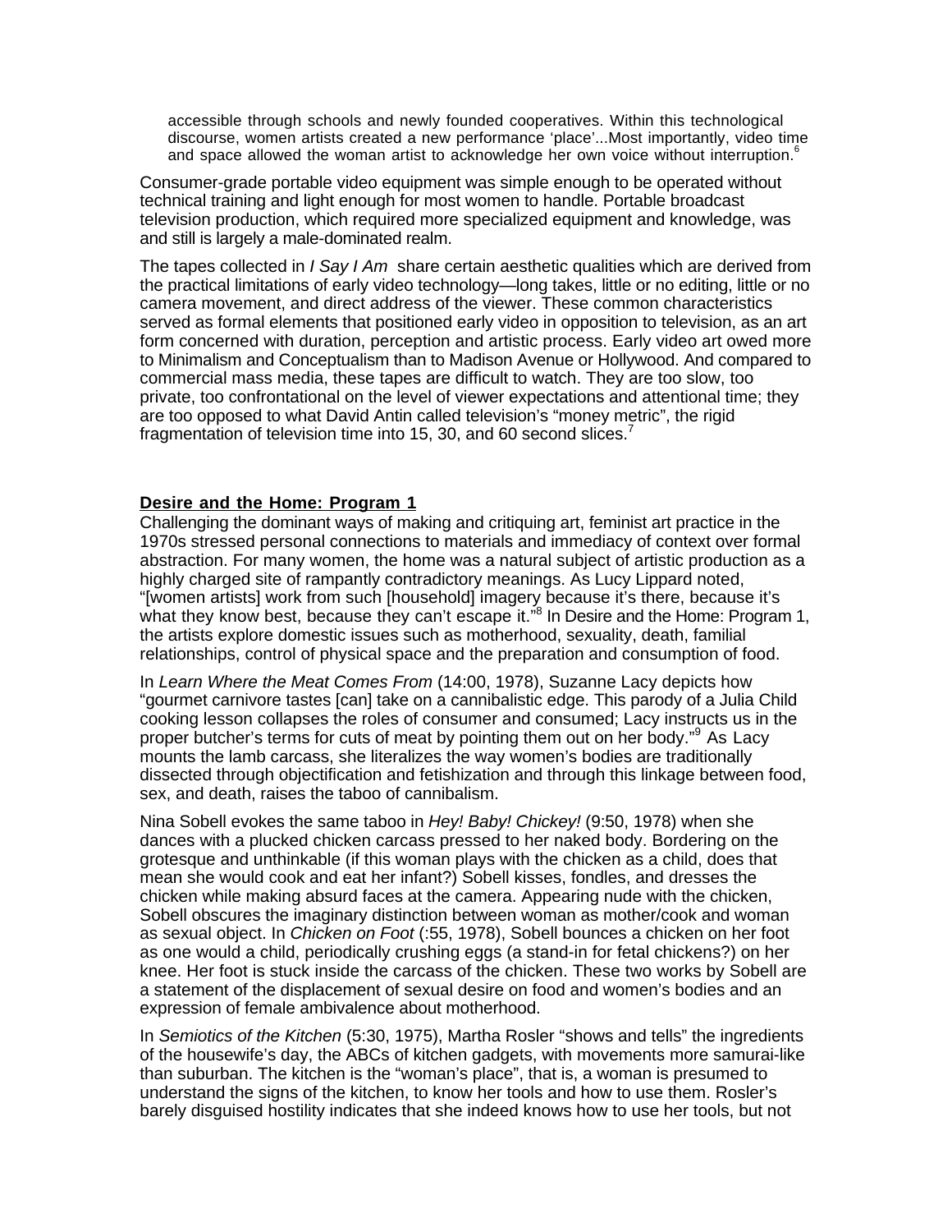> accessible through schools and newly founded cooperatives. Within this technological discourse, women artists created a new performance 'place'...Most importantly, video time and space allowed the woman artist to acknowledge her own voice without interruption.[6]

Consumer-grade portable video equipment was simple enough to be operated without technical training and light enough for most women to handle. Portable broadcast television production, which required more specialized equipment and knowledge, was and still is largely a male-dominated realm.

The tapes collected in *I Say I Am* share certain aesthetic qualities which are derived from the practical limitations of early video technology—long takes, little or no editing, little or no camera movement, and direct address of the viewer. These common characteristics served as formal elements that positioned early video in opposition to television, as an art form concerned with duration, perception and artistic process. Early video art owed more to Minimalism and Conceptualism than to Madison Avenue or Hollywood. And compared to commercial mass media, these tapes are difficult to watch. They are too slow, too private, too confrontational on the level of viewer expectations and attentional time; they are too opposed to what David Antin called television's "money metric", the rigid fragmentation of television time into 15, 30, and 60 second slices.[7]

**Desire and the Home: Program 1**

Challenging the dominant ways of making and critiquing art, feminist art practice in the 1970s stressed personal connections to materials and immediacy of context over formal abstraction. For many women, the home was a natural subject of artistic production as a highly charged site of rampantly contradictory meanings. As Lucy Lippard noted, "[women artists] work from such [household] imagery because it's there, because it's what they know best, because they can't escape it."[8] In Desire and the Home: Program 1, the artists explore domestic issues such as motherhood, sexuality, death, familial relationships, control of physical space and the preparation and consumption of food.

In *Learn Where the Meat Comes From* (14:00, 1978), Suzanne Lacy depicts how "gourmet carnivore tastes [can] take on a cannibalistic edge. This parody of a Julia Child cooking lesson collapses the roles of consumer and consumed; Lacy instructs us in the proper butcher's terms for cuts of meat by pointing them out on her body."[9] As Lacy mounts the lamb carcass, she literalizes the way women's bodies are traditionally dissected through objectification and fetishization and through this linkage between food, sex, and death, raises the taboo of cannibalism.

Nina Sobell evokes the same taboo in *Hey! Baby! Chickey!* (9:50, 1978) when she dances with a plucked chicken carcass pressed to her naked body. Bordering on the grotesque and unthinkable (if this woman plays with the chicken as a child, does that mean she would cook and eat her infant?) Sobell kisses, fondles, and dresses the chicken while making absurd faces at the camera. Appearing nude with the chicken, Sobell obscures the imaginary distinction between woman as mother/cook and woman as sexual object. In *Chicken on Foot* (:55, 1978), Sobell bounces a chicken on her foot as one would a child, periodically crushing eggs (a stand-in for fetal chickens?) on her knee. Her foot is stuck inside the carcass of the chicken. These two works by Sobell are a statement of the displacement of sexual desire on food and women's bodies and an expression of female ambivalence about motherhood.

In *Semiotics of the Kitchen* (5:30, 1975), Martha Rosler "shows and tells" the ingredients of the housewife's day, the ABCs of kitchen gadgets, with movements more samurai-like than suburban. The kitchen is the "woman's place", that is, a woman is presumed to understand the signs of the kitchen, to know her tools and how to use them. Rosler's barely disguised hostility indicates that she indeed knows how to use her tools, but not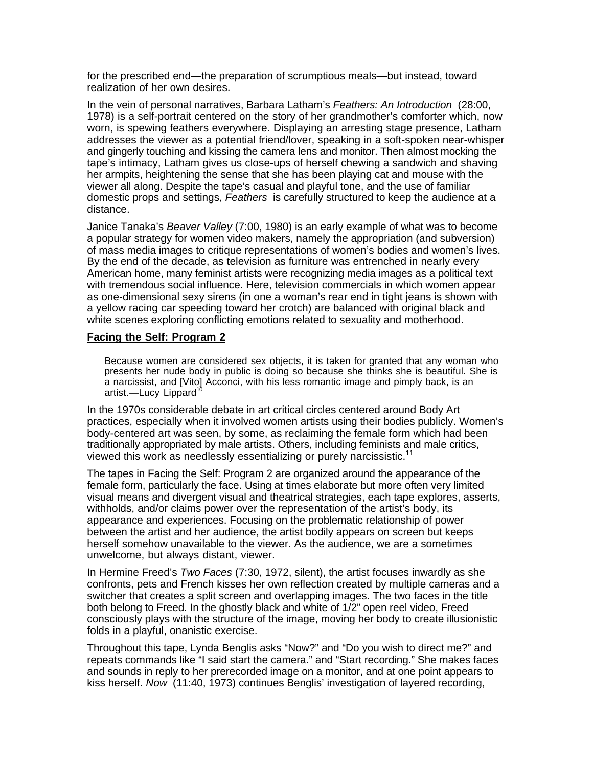for the prescribed end—the preparation of scrumptious meals—but instead, toward realization of her own desires.

In the vein of personal narratives, Barbara Latham's *Feathers: An Introduction* (28:00, 1978) is a self-portrait centered on the story of her grandmother's comforter which, now worn, is spewing feathers everywhere. Displaying an arresting stage presence, Latham addresses the viewer as a potential friend/lover, speaking in a soft-spoken near-whisper and gingerly touching and kissing the camera lens and monitor. Then almost mocking the tape's intimacy, Latham gives us close-ups of herself chewing a sandwich and shaving her armpits, heightening the sense that she has been playing cat and mouse with the viewer all along. Despite the tape's casual and playful tone, and the use of familiar domestic props and settings, *Feathers* is carefully structured to keep the audience at a distance.

Janice Tanaka's *Beaver Valley* (7:00, 1980) is an early example of what was to become a popular strategy for women video makers, namely the appropriation (and subversion) of mass media images to critique representations of women's bodies and women's lives. By the end of the decade, as television as furniture was entrenched in nearly every American home, many feminist artists were recognizing media images as a political text with tremendous social influence. Here, television commercials in which women appear as one-dimensional sexy sirens (in one a woman's rear end in tight jeans is shown with a yellow racing car speeding toward her crotch) are balanced with original black and white scenes exploring conflicting emotions related to sexuality and motherhood.

## Facing the Self: Program 2

> Because women are considered sex objects, it is taken for granted that any woman who presents her nude body in public is doing so because she thinks she is beautiful. She is a narcissist, and [Vito] Acconci, with his less romantic image and pimply back, is an artist.—Lucy Lippard[10]

In the 1970s considerable debate in art critical circles centered around Body Art practices, especially when it involved women artists using their bodies publicly. Women's body-centered art was seen, by some, as reclaiming the female form which had been traditionally appropriated by male artists. Others, including feminists and male critics, viewed this work as needlessly essentializing or purely narcissistic.[11]

The tapes in Facing the Self: Program 2 are organized around the appearance of the female form, particularly the face. Using at times elaborate but more often very limited visual means and divergent visual and theatrical strategies, each tape explores, asserts, withholds, and/or claims power over the representation of the artist's body, its appearance and experiences. Focusing on the problematic relationship of power between the artist and her audience, the artist bodily appears on screen but keeps herself somehow unavailable to the viewer. As the audience, we are a sometimes unwelcome, but always distant, viewer.

In Hermine Freed's *Two Faces* (7:30, 1972, silent), the artist focuses inwardly as she confronts, pets and French kisses her own reflection created by multiple cameras and a switcher that creates a split screen and overlapping images. The two faces in the title both belong to Freed. In the ghostly black and white of 1/2" open reel video, Freed consciously plays with the structure of the image, moving her body to create illusionistic folds in a playful, onanistic exercise.

Throughout this tape, Lynda Benglis asks "Now?" and "Do you wish to direct me?" and repeats commands like "I said start the camera." and "Start recording." She makes faces and sounds in reply to her prerecorded image on a monitor, and at one point appears to kiss herself. *Now* (11:40, 1973) continues Benglis' investigation of layered recording,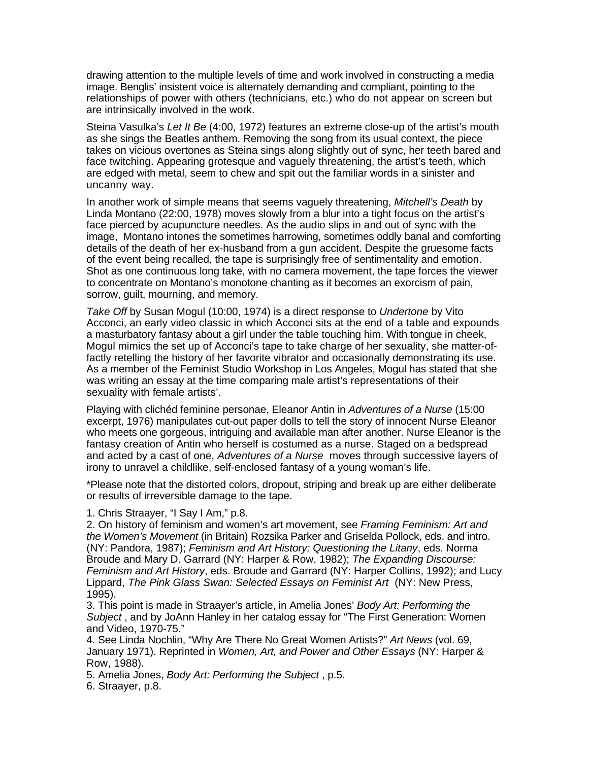drawing attention to the multiple levels of time and work involved in constructing a media image. Benglis' insistent voice is alternately demanding and compliant, pointing to the relationships of power with others (technicians, etc.) who do not appear on screen but are intrinsically involved in the work.

Steina Vasulka's *Let It Be* (4:00, 1972) features an extreme close-up of the artist's mouth as she sings the Beatles anthem. Removing the song from its usual context, the piece takes on vicious overtones as Steina sings along slightly out of sync, her teeth bared and face twitching. Appearing grotesque and vaguely threatening, the artist's teeth, which are edged with metal, seem to chew and spit out the familiar words in a sinister and uncanny way.

In another work of simple means that seems vaguely threatening, *Mitchell's Death* by Linda Montano (22:00, 1978) moves slowly from a blur into a tight focus on the artist's face pierced by acupuncture needles. As the audio slips in and out of sync with the image, Montano intones the sometimes harrowing, sometimes oddly banal and comforting details of the death of her ex-husband from a gun accident. Despite the gruesome facts of the event being recalled, the tape is surprisingly free of sentimentality and emotion. Shot as one continuous long take, with no camera movement, the tape forces the viewer to concentrate on Montano's monotone chanting as it becomes an exorcism of pain, sorrow, guilt, mourning, and memory.

*Take Off* by Susan Mogul (10:00, 1974) is a direct response to *Undertone* by Vito Acconci, an early video classic in which Acconci sits at the end of a table and expounds a masturbatory fantasy about a girl under the table touching him. With tongue in cheek, Mogul mimics the set up of Acconci's tape to take charge of her sexuality, she matter-of-factly retelling the history of her favorite vibrator and occasionally demonstrating its use. As a member of the Feminist Studio Workshop in Los Angeles, Mogul has stated that she was writing an essay at the time comparing male artist's representations of their sexuality with female artists'.

Playing with clichéd feminine personae, Eleanor Antin in *Adventures of a Nurse* (15:00 excerpt, 1976) manipulates cut-out paper dolls to tell the story of innocent Nurse Eleanor who meets one gorgeous, intriguing and available man after another. Nurse Eleanor is the fantasy creation of Antin who herself is costumed as a nurse. Staged on a bedspread and acted by a cast of one, *Adventures of a Nurse* moves through successive layers of irony to unravel a childlike, self-enclosed fantasy of a young woman's life.

*Please note that the distorted colors, dropout, striping and break up are either deliberate or results of irreversible damage to the tape.

1. Chris Straayer, "I Say I Am," p.8.
2. On history of feminism and women's art movement, see *Framing Feminism: Art and the Women's Movement* (in Britain) Rozsika Parker and Griselda Pollock, eds. and intro. (NY: Pandora, 1987); *Feminism and Art History: Questioning the Litany*, eds. Norma Broude and Mary D. Garrard (NY: Harper & Row, 1982); *The Expanding Discourse: Feminism and Art History*, eds. Broude and Garrard (NY: Harper Collins, 1992); and Lucy Lippard, *The Pink Glass Swan: Selected Essays on Feminist Art* (NY: New Press, 1995).
3. This point is made in Straayer's article, in Amelia Jones' *Body Art: Performing the Subject* , and by JoAnn Hanley in her catalog essay for "The First Generation: Women and Video, 1970-75."
4. See Linda Nochlin, "Why Are There No Great Women Artists?" *Art News* (vol. 69, January 1971). Reprinted in *Women, Art, and Power and Other Essays* (NY: Harper & Row, 1988).
5. Amelia Jones, *Body Art: Performing the Subject* , p.5.
6. Straayer, p.8.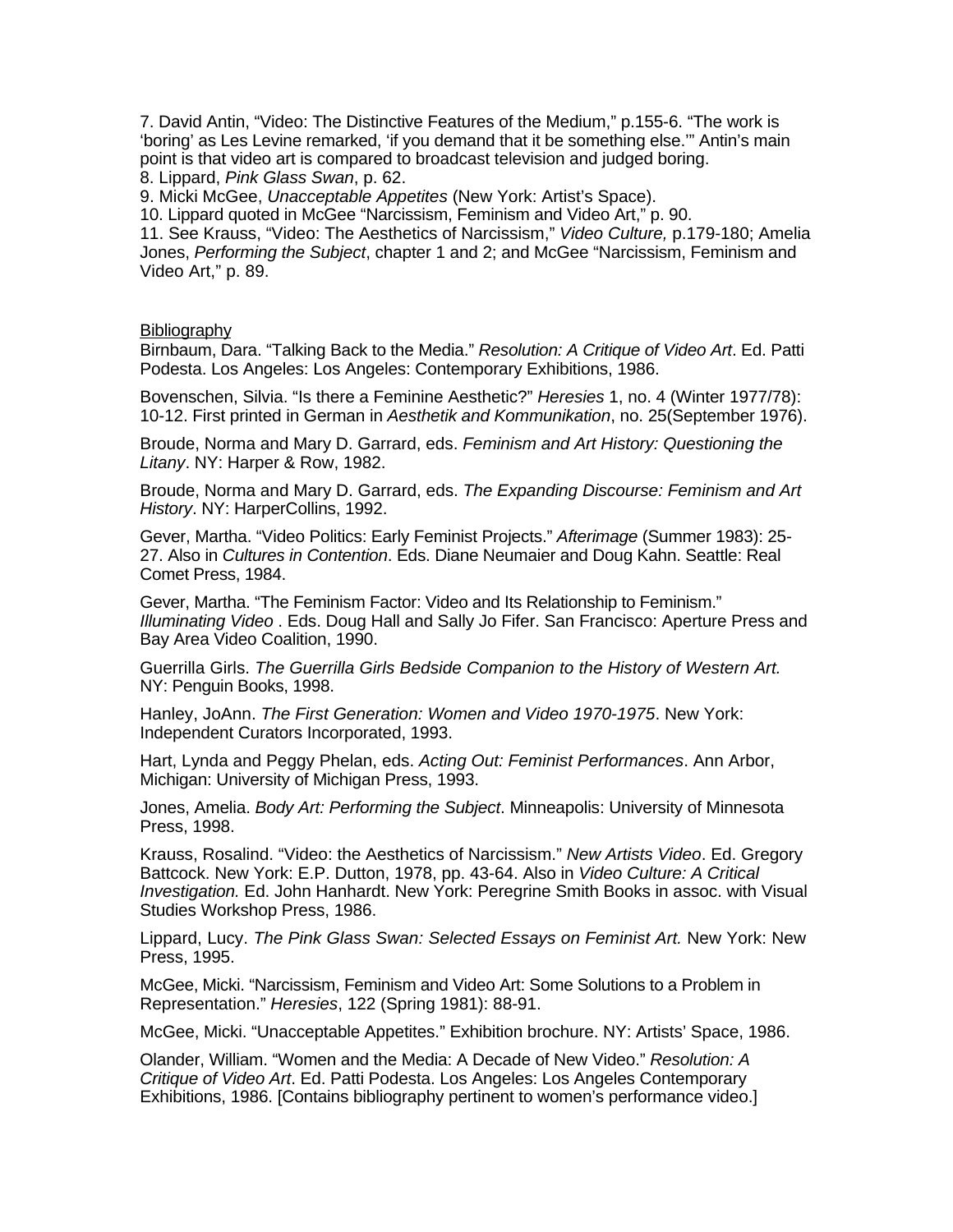7. David Antin, “Video: The Distinctive Features of the Medium,” p.155-6. “The work is ‘boring’ as Les Levine remarked, ‘if you demand that it be something else.’” Antin’s main point is that video art is compared to broadcast television and judged boring.
8. Lippard, *Pink Glass Swan*, p. 62.
9. Micki McGee, *Unacceptable Appetites* (New York: Artist’s Space).
10. Lippard quoted in McGee “Narcissism, Feminism and Video Art,” p. 90.
11. See Krauss, “Video: The Aesthetics of Narcissism,” *Video Culture,* p.179-180; Amelia Jones, *Performing the Subject*, chapter 1 and 2; and McGee “Narcissism, Feminism and Video Art,” p. 89.

<u>Bibliography</u>

Birnbaum, Dara. “Talking Back to the Media.” *Resolution: A Critique of Video Art*. Ed. Patti Podesta. Los Angeles: Los Angeles: Contemporary Exhibitions, 1986.

Bovenschen, Silvia. “Is there a Feminine Aesthetic?” *Heresies* 1, no. 4 (Winter 1977/78): 10-12. First printed in German in *Aesthetik and Kommunikation*, no. 25(September 1976).

Broude, Norma and Mary D. Garrard, eds. *Feminism and Art History: Questioning the Litany*. NY: Harper & Row, 1982.

Broude, Norma and Mary D. Garrard, eds. *The Expanding Discourse: Feminism and Art History*. NY: HarperCollins, 1992.

Gever, Martha. “Video Politics: Early Feminist Projects.” *Afterimage* (Summer 1983): 25-27. Also in *Cultures in Contention*. Eds. Diane Neumaier and Doug Kahn. Seattle: Real Comet Press, 1984.

Gever, Martha. “The Feminism Factor: Video and Its Relationship to Feminism.” *Illuminating Video* . Eds. Doug Hall and Sally Jo Fifer. San Francisco: Aperture Press and Bay Area Video Coalition, 1990.

Guerrilla Girls. *The Guerrilla Girls Bedside Companion to the History of Western Art.* NY: Penguin Books, 1998.

Hanley, JoAnn. *The First Generation: Women and Video 1970-1975*. New York: Independent Curators Incorporated, 1993.

Hart, Lynda and Peggy Phelan, eds. *Acting Out: Feminist Performances*. Ann Arbor, Michigan: University of Michigan Press, 1993.

Jones, Amelia. *Body Art: Performing the Subject*. Minneapolis: University of Minnesota Press, 1998.

Krauss, Rosalind. “Video: the Aesthetics of Narcissism.” *New Artists Video*. Ed. Gregory Battcock. New York: E.P. Dutton, 1978, pp. 43-64. Also in *Video Culture: A Critical Investigation.* Ed. John Hanhardt. New York: Peregrine Smith Books in assoc. with Visual Studies Workshop Press, 1986.

Lippard, Lucy. *The Pink Glass Swan: Selected Essays on Feminist Art.* New York: New Press, 1995.

McGee, Micki. “Narcissism, Feminism and Video Art: Some Solutions to a Problem in Representation.” *Heresies*, 122 (Spring 1981): 88-91.

McGee, Micki. “Unacceptable Appetites.” Exhibition brochure. NY: Artists’ Space, 1986.

Olander, William. “Women and the Media: A Decade of New Video.” *Resolution: A Critique of Video Art*. Ed. Patti Podesta. Los Angeles: Los Angeles Contemporary Exhibitions, 1986. [Contains bibliography pertinent to women’s performance video.]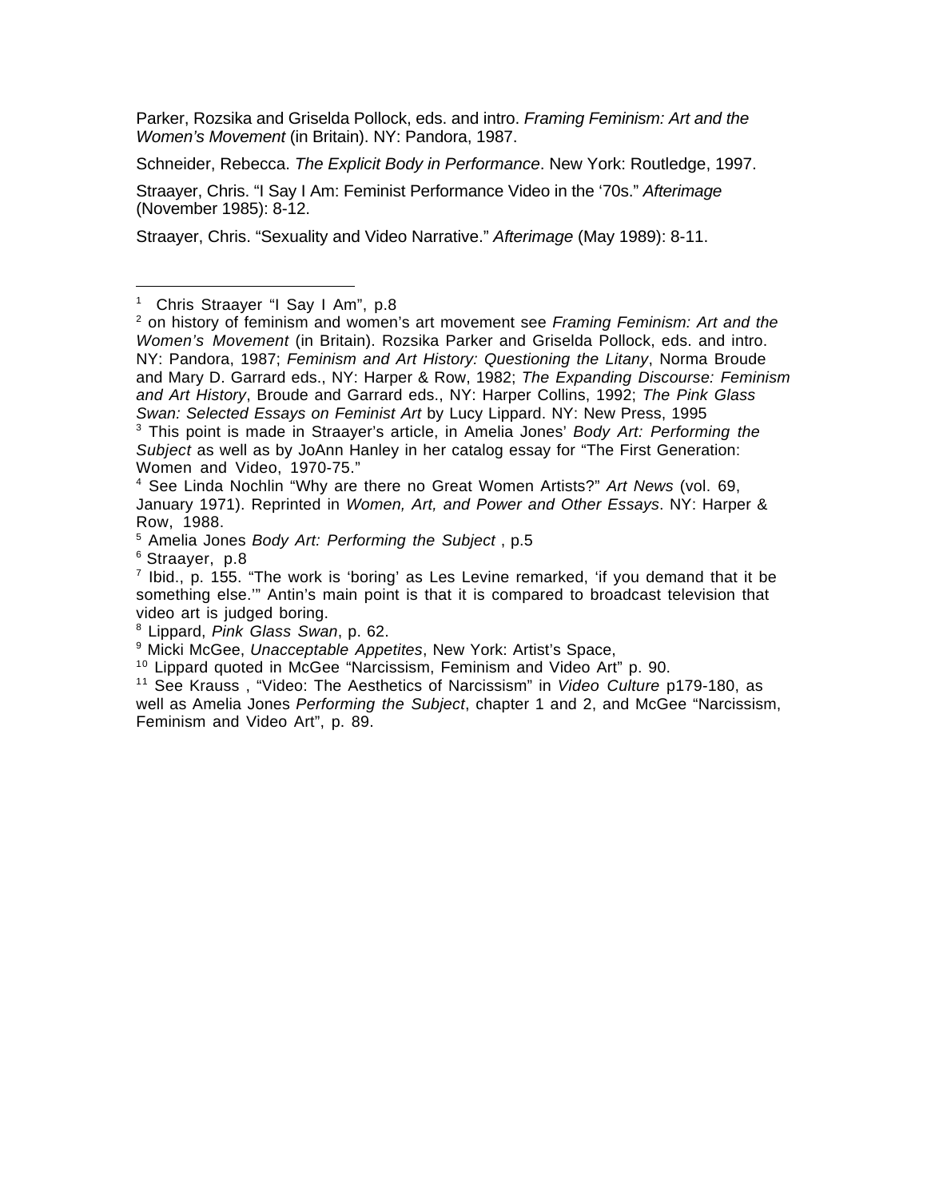Parker, Rozsika and Griselda Pollock, eds. and intro. *Framing Feminism: Art and the Women's Movement* (in Britain). NY: Pandora, 1987.

Schneider, Rebecca. *The Explicit Body in Performance*. New York: Routledge, 1997.

Straayer, Chris. "I Say I Am: Feminist Performance Video in the '70s." *Afterimage* (November 1985): 8-12.

Straayer, Chris. "Sexuality and Video Narrative." *Afterimage* (May 1989): 8-11.

---

[1] Chris Straayer "I Say I Am", p.8

[2] on history of feminism and women's art movement see *Framing Feminism: Art and the Women's Movement* (in Britain). Rozsika Parker and Griselda Pollock, eds. and intro. NY: Pandora, 1987; *Feminism and Art History: Questioning the Litany*, Norma Broude and Mary D. Garrard eds., NY: Harper & Row, 1982; *The Expanding Discourse: Feminism and Art History*, Broude and Garrard eds., NY: Harper Collins, 1992; *The Pink Glass Swan: Selected Essays on Feminist Art* by Lucy Lippard. NY: New Press, 1995

[3] This point is made in Straayer's article, in Amelia Jones' *Body Art: Performing the Subject* as well as by JoAnn Hanley in her catalog essay for "The First Generation: Women and Video, 1970-75."

[4] See Linda Nochlin "Why are there no Great Women Artists?" *Art News* (vol. 69, January 1971). Reprinted in *Women, Art, and Power and Other Essays*. NY: Harper & Row, 1988.

[5] Amelia Jones *Body Art: Performing the Subject* , p.5

[6] Straayer, p.8

[7] Ibid., p. 155. "The work is 'boring' as Les Levine remarked, 'if you demand that it be something else.'" Antin's main point is that it is compared to broadcast television that video art is judged boring.

[8] Lippard, *Pink Glass Swan*, p. 62.

[9] Micki McGee, *Unacceptable Appetites*, New York: Artist's Space,

[10] Lippard quoted in McGee "Narcissism, Feminism and Video Art" p. 90.

[11] See Krauss , "Video: The Aesthetics of Narcissism" in *Video Culture* p179-180, as well as Amelia Jones *Performing the Subject*, chapter 1 and 2, and McGee "Narcissism, Feminism and Video Art", p. 89.